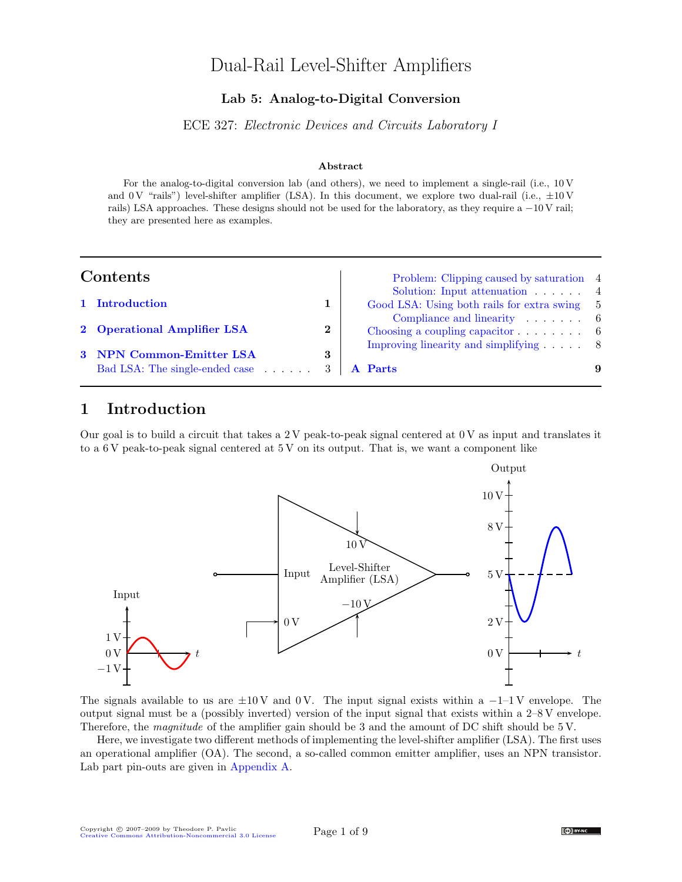# Dual-Rail Level-Shifter Amplifiers

### Lab 5: Analog-to-Digital Conversion

ECE 327: *Electronic Devices and Circuits Laboratory I*

#### Abstract

For the analog-to-digital conversion lab (and others), we need to implement a single-rail (i.e., 10 V and 0 V "rails") level-shifter amplifier (LSA). In this document, we explore two dual-rail (i.e., ±10 V rails) LSA approaches. These designs should not be used for the laboratory, as they require a −10 V rail; they are presented here as examples.

## Contents

- 1 Introduction — 1
- 2 Operational Amplifier LSA — 2
- 3 NPN Common-Emitter LSA — 3
  - Bad LSA: The single-ended case — 3
    - Problem: Clipping caused by saturation — 4
    - Solution: Input attenuation — 4
  - Good LSA: Using both rails for extra swing — 5
    - Compliance and linearity — 6
  - Choosing a coupling capacitor — 6
  - Improving linearity and simplifying — 8
- A Parts — 9

## 1 Introduction

Our goal is to build a circuit that takes a 2 V peak-to-peak signal centered at 0 V as input and translates it to a 6 V peak-to-peak signal centered at 5 V on its output. That is, we want a component like

The signals available to us are ±10 V and 0 V. The input signal exists within a −1–1 V envelope. The output signal must be a (possibly inverted) version of the input signal that exists within a 2–8 V envelope. Therefore, the *magnitude* of the amplifier gain should be 3 and the amount of DC shift should be 5 V.

Here, we investigate two different methods of implementing the level-shifter amplifier (LSA). The first uses an operational amplifier (OA). The second, a so-called common emitter amplifier, uses an NPN transistor. Lab part pin-outs are given in Appendix A.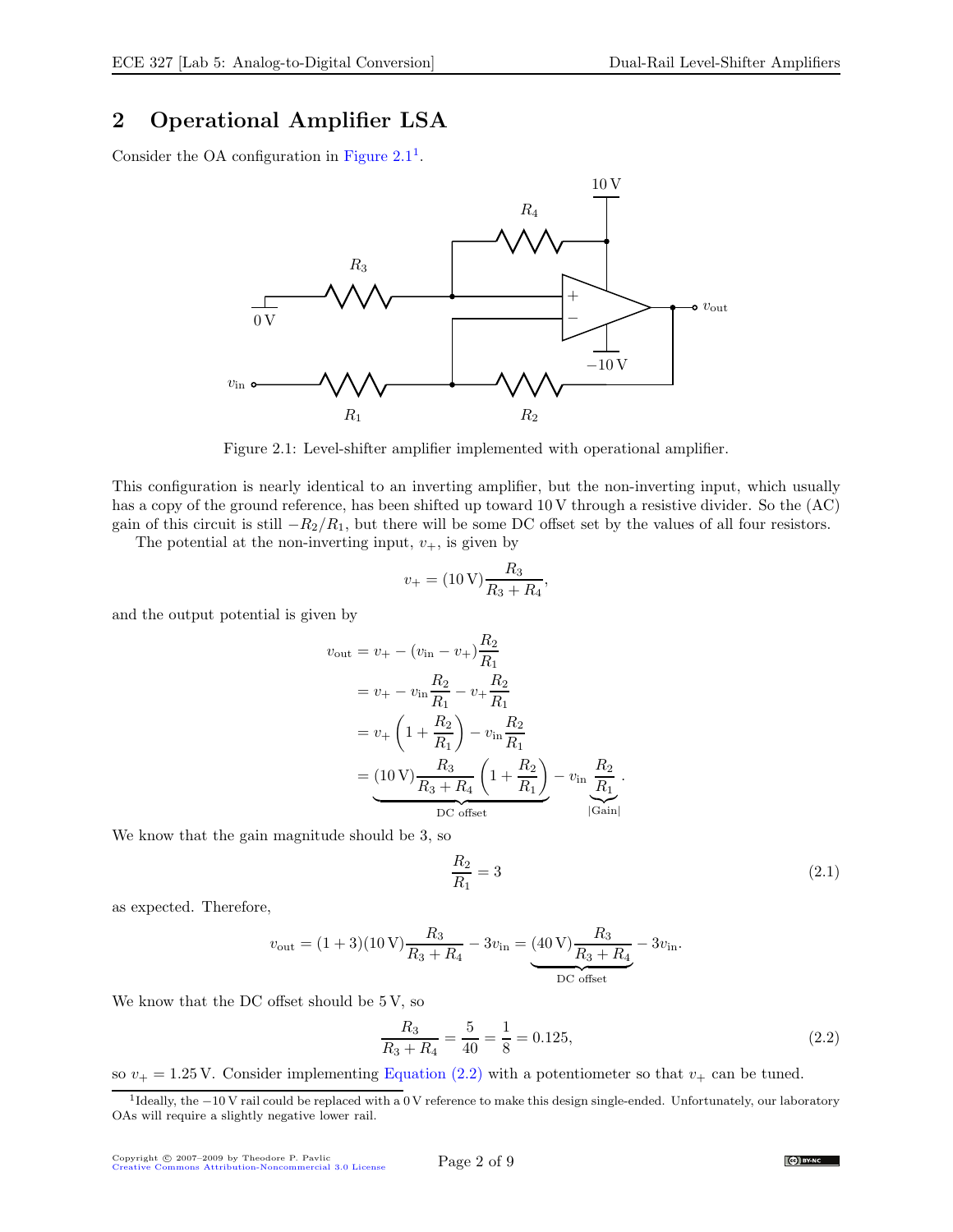## 2 Operational Amplifier LSA

Consider the OA configuration in Figure 2.1[1].

Figure 2.1: Level-shifter amplifier implemented with operational amplifier.

This configuration is nearly identical to an inverting amplifier, but the non-inverting input, which usually has a copy of the ground reference, has been shifted up toward 10 V through a resistive divider. So the (AC) gain of this circuit is still $-R_2/R_1$, but there will be some DC offset set by the values of all four resistors.

The potential at the non-inverting input, $v_+$, is given by

$$v_+ = (10\,\text{V})\frac{R_3}{R_3 + R_4},$$

and the output potential is given by

$$\begin{aligned}
v_\text{out} &= v_+ - (v_\text{in} - v_+)\frac{R_2}{R_1} \\
&= v_+ - v_\text{in}\frac{R_2}{R_1} - v_+\frac{R_2}{R_1} \\
&= v_+\left(1 + \frac{R_2}{R_1}\right) - v_\text{in}\frac{R_2}{R_1} \\
&= \underbrace{(10\,\text{V})\frac{R_3}{R_3 + R_4}\left(1 + \frac{R_2}{R_1}\right)}_{\text{DC offset}} - v_\text{in}\underbrace{\frac{R_2}{R_1}}_{|\text{Gain}|}.
\end{aligned}$$

We know that the gain magnitude should be 3, so

$$\frac{R_2}{R_1} = 3 \tag{2.1}$$

as expected. Therefore,

$$v_\text{out} = (1+3)(10\,\text{V})\frac{R_3}{R_3 + R_4} - 3v_\text{in} = \underbrace{(40\,\text{V})\frac{R_3}{R_3 + R_4}}_{\text{DC offset}} - 3v_\text{in}.$$

We know that the DC offset should be 5 V, so

$$\frac{R_3}{R_3 + R_4} = \frac{5}{40} = \frac{1}{8} = 0.125, \tag{2.2}$$

so $v_+ = 1.25\,\text{V}$. Consider implementing Equation (2.2) with a potentiometer so that $v_+$ can be tuned.

[1] Ideally, the $-10\,\text{V}$ rail could be replaced with a $0\,\text{V}$ reference to make this design single-ended. Unfortunately, our laboratory OAs will require a slightly negative lower rail.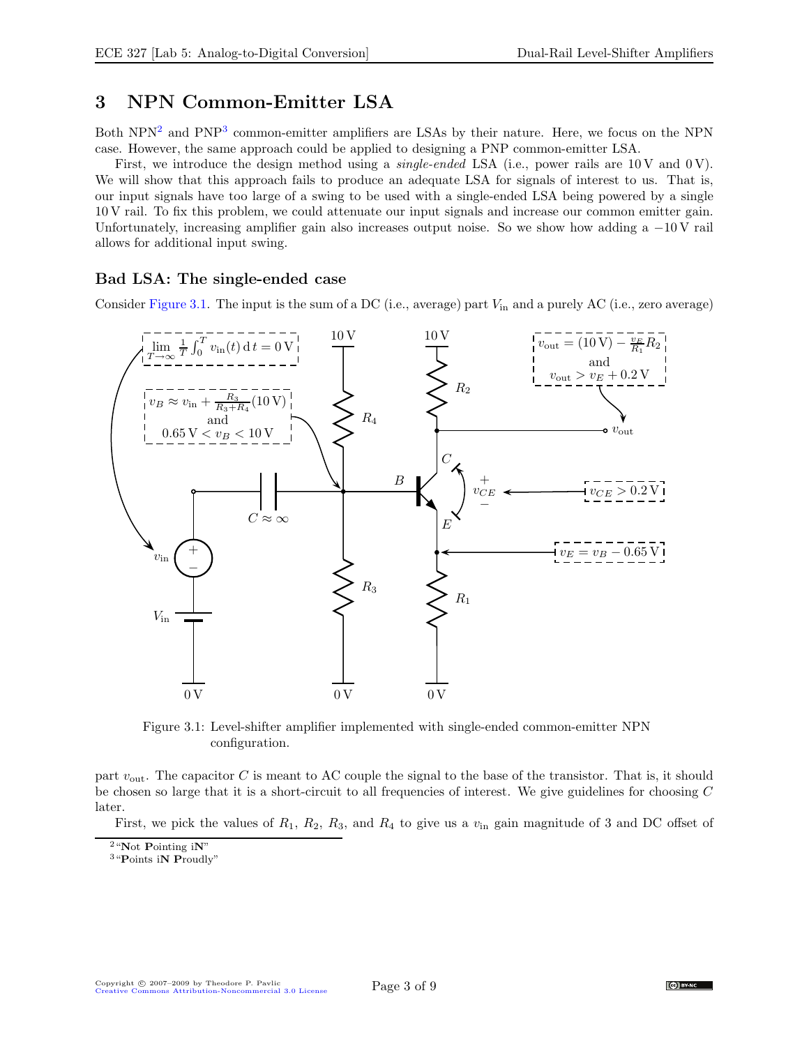# 3 NPN Common-Emitter LSA

Both NPN[2] and PNP[3] common-emitter amplifiers are LSAs by their nature. Here, we focus on the NPN case. However, the same approach could be applied to designing a PNP common-emitter LSA.

First, we introduce the design method using a *single-ended* LSA (i.e., power rails are 10 V and 0 V). We will show that this approach fails to produce an adequate LSA for signals of interest to us. That is, our input signals have too large of a swing to be used with a single-ended LSA being powered by a single 10 V rail. To fix this problem, we could attenuate our input signals and increase our common emitter gain. Unfortunately, increasing amplifier gain also increases output noise. So we show how adding a −10 V rail allows for additional input swing.

### Bad LSA: The single-ended case

Consider Figure 3.1. The input is the sum of a DC (i.e., average) part $V_{\text{in}}$ and a purely AC (i.e., zero average)

Figure 3.1: Level-shifter amplifier implemented with single-ended common-emitter NPN configuration.

part $v_{\text{out}}$. The capacitor $C$ is meant to AC couple the signal to the base of the transistor. That is, it should be chosen so large that it is a short-circuit to all frequencies of interest. We give guidelines for choosing $C$ later.

First, we pick the values of $R_1$, $R_2$, $R_3$, and $R_4$ to give us a $v_{\text{in}}$ gain magnitude of 3 and DC offset of

[2] "**N**ot **P**ointing i**N**"

[3] "**P**oints i**N** **P**roudly"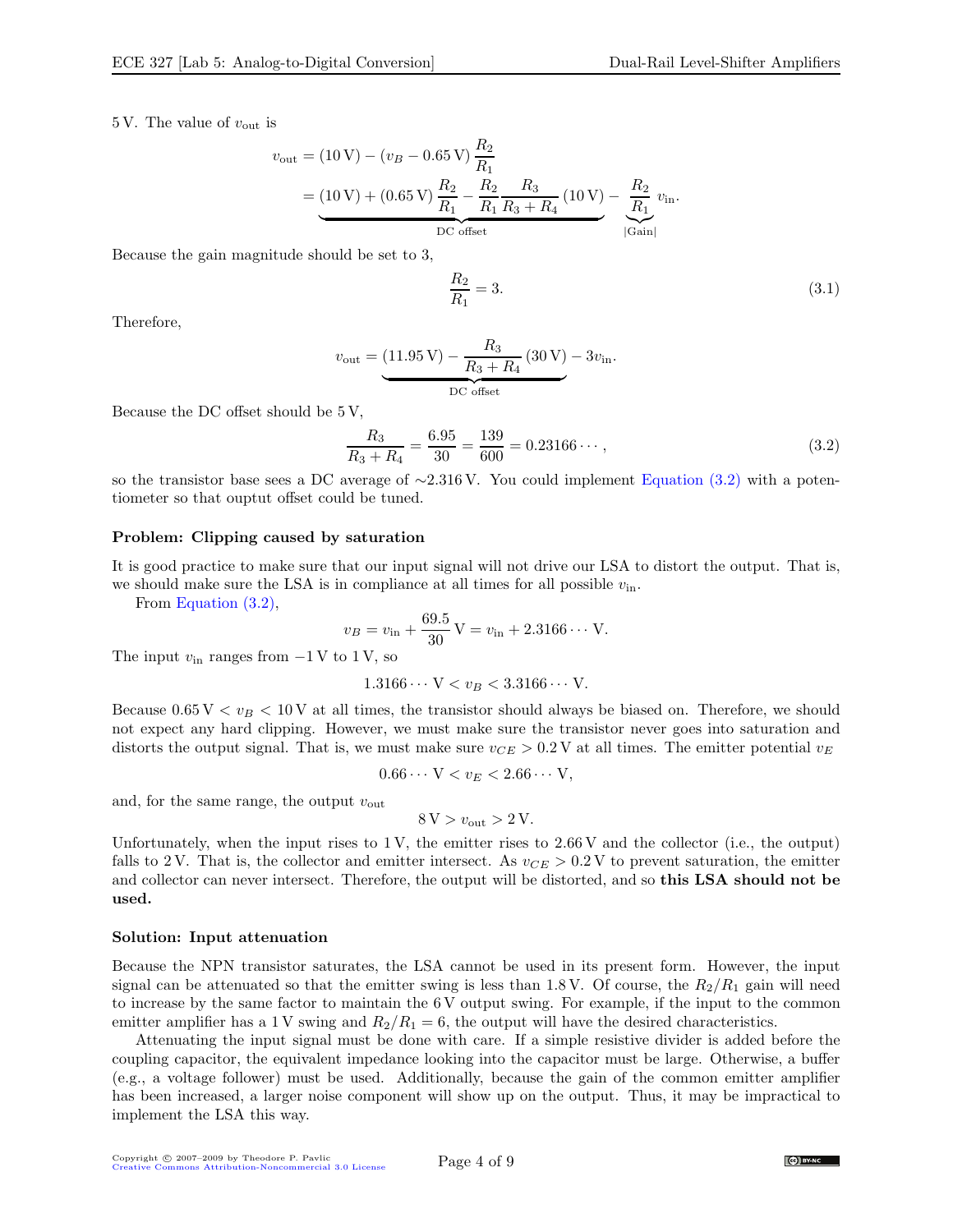5 V. The value of $v_{\text{out}}$ is

$$
\begin{aligned}
v_{\text{out}} &= (10\,\text{V}) - (v_B - 0.65\,\text{V})\,\frac{R_2}{R_1} \\
&= \underbrace{(10\,\text{V}) + (0.65\,\text{V})\,\frac{R_2}{R_1} - \frac{R_2}{R_1}\frac{R_3}{R_3 + R_4}\,(10\,\text{V})}_{\text{DC offset}} - \underbrace{\frac{R_2}{R_1}}_{|\text{Gain}|}\,v_{\text{in}}.
\end{aligned}
$$

Because the gain magnitude should be set to 3,

$$
\frac{R_2}{R_1} = 3. \tag{3.1}
$$

Therefore,

$$
v_{\text{out}} = \underbrace{(11.95\,\text{V}) - \frac{R_3}{R_3 + R_4}\,(30\,\text{V})}_{\text{DC offset}} - 3v_{\text{in}}.
$$

Because the DC offset should be 5 V,

$$
\frac{R_3}{R_3 + R_4} = \frac{6.95}{30} = \frac{139}{600} = 0.23166\cdots, \tag{3.2}
$$

so the transistor base sees a DC average of $\sim$2.316 V. You could implement Equation (3.2) with a potentiometer so that ouptut offset could be tuned.

**Problem: Clipping caused by saturation**

It is good practice to make sure that our input signal will not drive our LSA to distort the output. That is, we should make sure the LSA is in compliance at all times for all possible $v_{\text{in}}$.

From Equation (3.2),

$$
v_B = v_{\text{in}} + \frac{69.5}{30}\,\text{V} = v_{\text{in}} + 2.3166\cdots\,\text{V}.
$$

The input $v_{\text{in}}$ ranges from $-1$ V to 1 V, so

$$
1.3166\cdots\,\text{V} < v_B < 3.3166\cdots\,\text{V}.
$$

Because $0.65\,\text{V} < v_B < 10\,\text{V}$ at all times, the transistor should always be biased on. Therefore, we should not expect any hard clipping. However, we must make sure the transistor never goes into saturation and distorts the output signal. That is, we must make sure $v_{CE} > 0.2\,\text{V}$ at all times. The emitter potential $v_E$

$$
0.66\cdots\,\text{V} < v_E < 2.66\cdots\,\text{V},
$$

and, for the same range, the output $v_{\text{out}}$

$$
8\,\text{V} > v_{\text{out}} > 2\,\text{V}.
$$

Unfortunately, when the input rises to 1 V, the emitter rises to 2.66 V and the collector (i.e., the output) falls to 2 V. That is, the collector and emitter intersect. As $v_{CE} > 0.2\,\text{V}$ to prevent saturation, the emitter and collector can never intersect. Therefore, the output will be distorted, and so **this LSA should not be used.**

**Solution: Input attenuation**

Because the NPN transistor saturates, the LSA cannot be used in its present form. However, the input signal can be attenuated so that the emitter swing is less than 1.8 V. Of course, the $R_2/R_1$ gain will need to increase by the same factor to maintain the 6 V output swing. For example, if the input to the common emitter amplifier has a 1 V swing and $R_2/R_1 = 6$, the output will have the desired characteristics.

Attenuating the input signal must be done with care. If a simple resistive divider is added before the coupling capacitor, the equivalent impedance looking into the capacitor must be large. Otherwise, a buffer (e.g., a voltage follower) must be used. Additionally, because the gain of the common emitter amplifier has been increased, a larger noise component will show up on the output. Thus, it may be impractical to implement the LSA this way.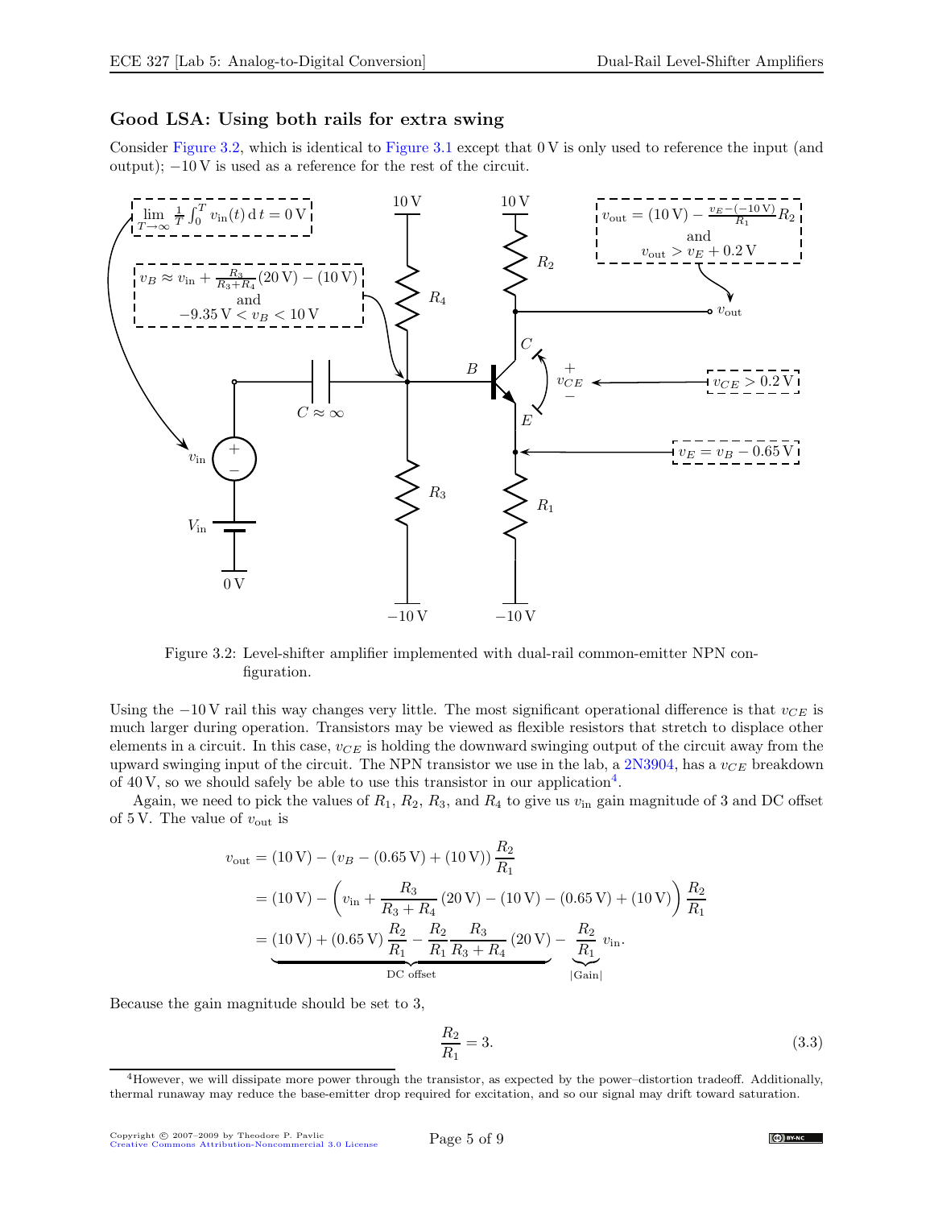### Good LSA: Using both rails for extra swing

Consider Figure 3.2, which is identical to Figure 3.1 except that 0 V is only used to reference the input (and output); −10 V is used as a reference for the rest of the circuit.

Figure 3.2: Level-shifter amplifier implemented with dual-rail common-emitter NPN configuration.

Using the −10 V rail this way changes very little. The most significant operational difference is that $v_{CE}$ is much larger during operation. Transistors may be viewed as flexible resistors that stretch to displace other elements in a circuit. In this case, $v_{CE}$ is holding the downward swinging output of the circuit away from the upward swinging input of the circuit. The NPN transistor we use in the lab, a 2N3904, has a $v_{CE}$ breakdown of 40 V, so we should safely be able to use this transistor in our application[4].

Again, we need to pick the values of $R_1$, $R_2$, $R_3$, and $R_4$ to give us $v_{\text{in}}$ gain magnitude of 3 and DC offset of 5 V. The value of $v_{\text{out}}$ is

$$
\begin{aligned}
v_{\text{out}} &= (10\,\text{V}) - (v_B - (0.65\,\text{V}) + (10\,\text{V}))\frac{R_2}{R_1} \\
&= (10\,\text{V}) - \left(v_{\text{in}} + \frac{R_3}{R_3 + R_4}(20\,\text{V}) - (10\,\text{V}) - (0.65\,\text{V}) + (10\,\text{V})\right)\frac{R_2}{R_1} \\
&= \underbrace{(10\,\text{V}) + (0.65\,\text{V})\frac{R_2}{R_1} - \frac{R_2}{R_1}\frac{R_3}{R_3 + R_4}(20\,\text{V})}_{\text{DC offset}} - \underbrace{\frac{R_2}{R_1}}_{|\text{Gain}|} v_{\text{in}}.
\end{aligned}
$$

Because the gain magnitude should be set to 3,

$$
\frac{R_2}{R_1} = 3. \tag{3.3}
$$

[4]However, we will dissipate more power through the transistor, as expected by the power–distortion tradeoff. Additionally, thermal runaway may reduce the base-emitter drop required for excitation, and so our signal may drift toward saturation.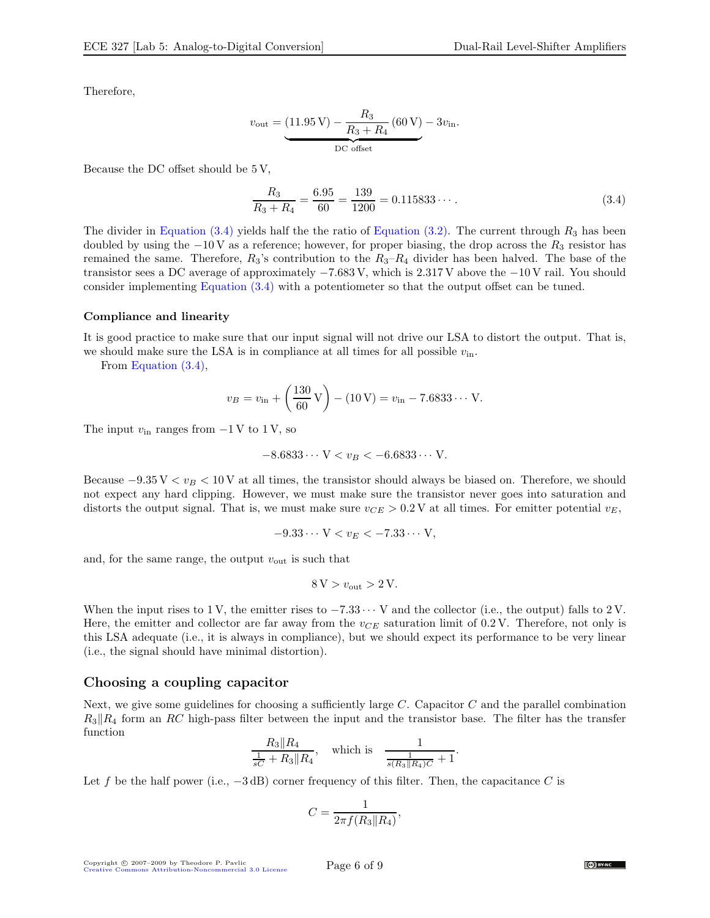Therefore,

$$v_{\text{out}} = \underbrace{(11.95\,\text{V}) - \frac{R_3}{R_3 + R_4}(60\,\text{V})}_{\text{DC offset}} - 3v_{\text{in}}.$$

Because the DC offset should be 5 V,

$$\frac{R_3}{R_3 + R_4} = \frac{6.95}{60} = \frac{139}{1200} = 0.115833\cdots. \tag{3.4}$$

The divider in Equation (3.4) yields half the the ratio of Equation (3.2). The current through $R_3$ has been doubled by using the $-10$ V as a reference; however, for proper biasing, the drop across the $R_3$ resistor has remained the same. Therefore, $R_3$'s contribution to the $R_3$–$R_4$ divider has been halved. The base of the transistor sees a DC average of approximately $-7.683$ V, which is 2.317 V above the $-10$ V rail. You should consider implementing Equation (3.4) with a potentiometer so that the output offset can be tuned.

### Compliance and linearity

It is good practice to make sure that our input signal will not drive our LSA to distort the output. That is, we should make sure the LSA is in compliance at all times for all possible $v_{\text{in}}$.

From Equation (3.4),

$$v_B = v_{\text{in}} + \left(\frac{130}{60}\,\text{V}\right) - (10\,\text{V}) = v_{\text{in}} - 7.6833\cdots\,\text{V}.$$

The input $v_{\text{in}}$ ranges from $-1$ V to 1 V, so

$$-8.6833\cdots\,\text{V} < v_B < -6.6833\cdots\,\text{V}.$$

Because $-9.35\,\text{V} < v_B < 10\,\text{V}$ at all times, the transistor should always be biased on. Therefore, we should not expect any hard clipping. However, we must make sure the transistor never goes into saturation and distorts the output signal. That is, we must make sure $v_{CE} > 0.2$ V at all times. For emitter potential $v_E$,

$$-9.33\cdots\,\text{V} < v_E < -7.33\cdots\,\text{V},$$

and, for the same range, the output $v_{\text{out}}$ is such that

$$8\,\text{V} > v_{\text{out}} > 2\,\text{V}.$$

When the input rises to 1 V, the emitter rises to $-7.33\cdots$ V and the collector (i.e., the output) falls to 2 V. Here, the emitter and collector are far away from the $v_{CE}$ saturation limit of 0.2 V. Therefore, not only is this LSA adequate (i.e., it is always in compliance), but we should expect its performance to be very linear (i.e., the signal should have minimal distortion).

## Choosing a coupling capacitor

Next, we give some guidelines for choosing a sufficiently large $C$. Capacitor $C$ and the parallel combination $R_3 \| R_4$ form an $RC$ high-pass filter between the input and the transistor base. The filter has the transfer function

$$\frac{R_3 \| R_4}{\frac{1}{sC} + R_3 \| R_4}, \quad \text{which is} \quad \frac{1}{\frac{1}{s(R_3 \| R_4)C} + 1}.$$

Let $f$ be the half power (i.e., $-3$ dB) corner frequency of this filter. Then, the capacitance $C$ is

$$C = \frac{1}{2\pi f (R_3 \| R_4)},$$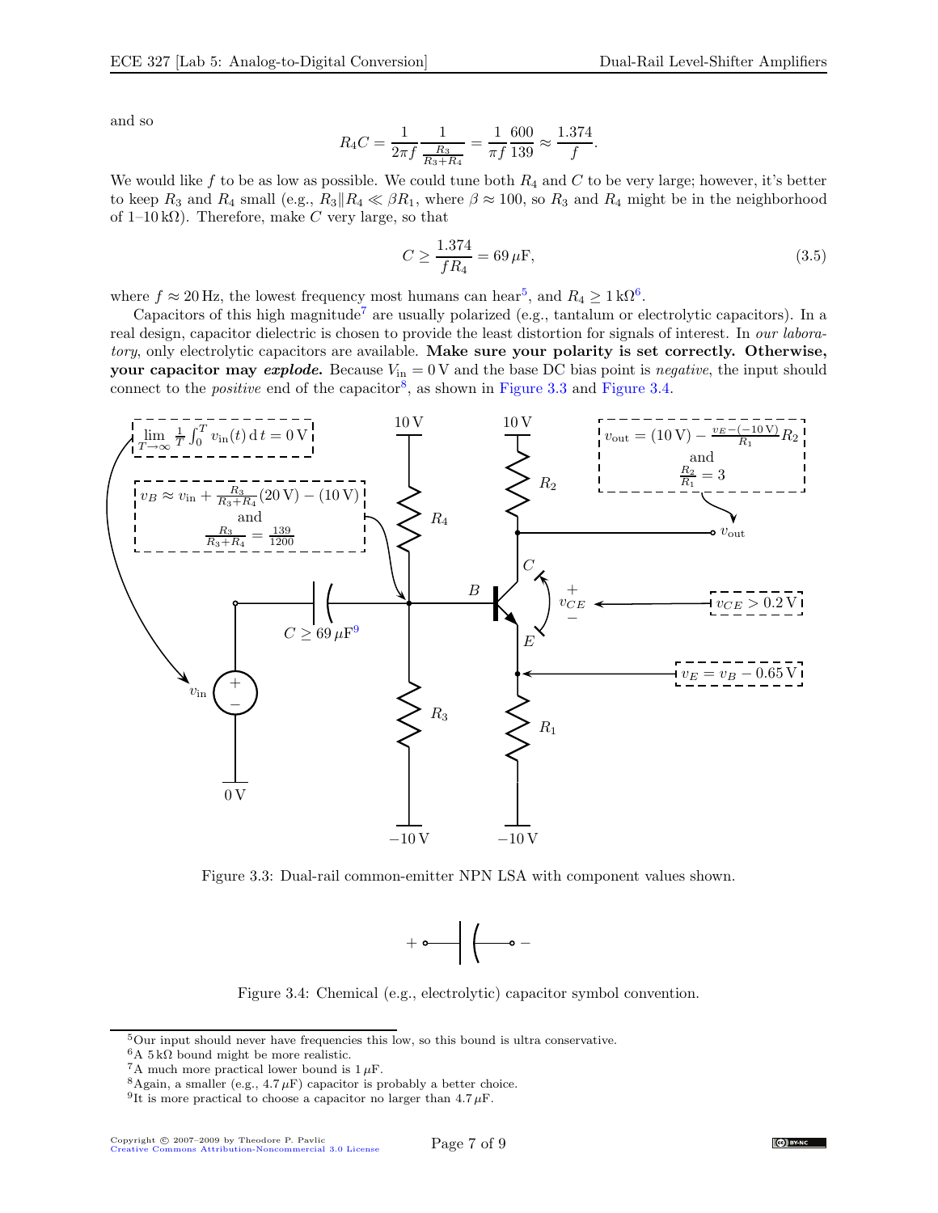and so

$$R_4 C = \frac{1}{2\pi f} \frac{1}{\frac{R_3}{R_3+R_4}} = \frac{1}{\pi f} \frac{600}{139} \approx \frac{1.374}{f}.$$

We would like $f$ to be as low as possible. We could tune both $R_4$ and $C$ to be very large; however, it's better to keep $R_3$ and $R_4$ small (e.g., $R_3 \| R_4 \ll \beta R_1$, where $\beta \approx 100$, so $R_3$ and $R_4$ might be in the neighborhood of 1–10 kΩ). Therefore, make $C$ very large, so that

$$C \geq \frac{1.374}{f R_4} = 69\,\mu\text{F}, \tag{3.5}$$

where $f \approx 20\,\text{Hz}$, the lowest frequency most humans can hear[5], and $R_4 \geq 1\,\text{k}\Omega$[6].

Capacitors of this high magnitude[7] are usually polarized (e.g., tantalum or electrolytic capacitors). In a real design, capacitor dielectric is chosen to provide the least distortion for signals of interest. In *our laboratory*, only electrolytic capacitors are available. **Make sure your polarity is set correctly. Otherwise, your capacitor may *explode*.** Because $V_{\text{in}} = 0\,\text{V}$ and the base DC bias point is *negative*, the input should connect to the *positive* end of the capacitor[8], as shown in Figure 3.3 and Figure 3.4.

$\lim_{T\to\infty} \frac{1}{T}\int_0^T v_{\text{in}}(t)\,\text{d}\,t = 0\,\text{V}$

$v_B \approx v_{\text{in}} + \frac{R_3}{R_3+R_4}(20\,\text{V}) - (10\,\text{V})$ and $\frac{R_3}{R_3+R_4} = \frac{139}{1200}$

$C \geq 69\,\mu\text{F}$[9]

$v_{\text{out}} = (10\,\text{V}) - \frac{v_E - (-10\,\text{V})}{R_1} R_2$ and $\frac{R_2}{R_1} = 3$

$v_{CE} > 0.2\,\text{V}$

$v_E = v_B - 0.65\,\text{V}$

Figure 3.3: Dual-rail common-emitter NPN LSA with component values shown.

Figure 3.4: Chemical (e.g., electrolytic) capacitor symbol convention.

---

[5] Our input should never have frequencies this low, so this bound is ultra conservative.

[6] A 5 kΩ bound might be more realistic.

[7] A much more practical lower bound is 1 μF.

[8] Again, a smaller (e.g., 4.7 μF) capacitor is probably a better choice.

[9] It is more practical to choose a capacitor no larger than 4.7 μF.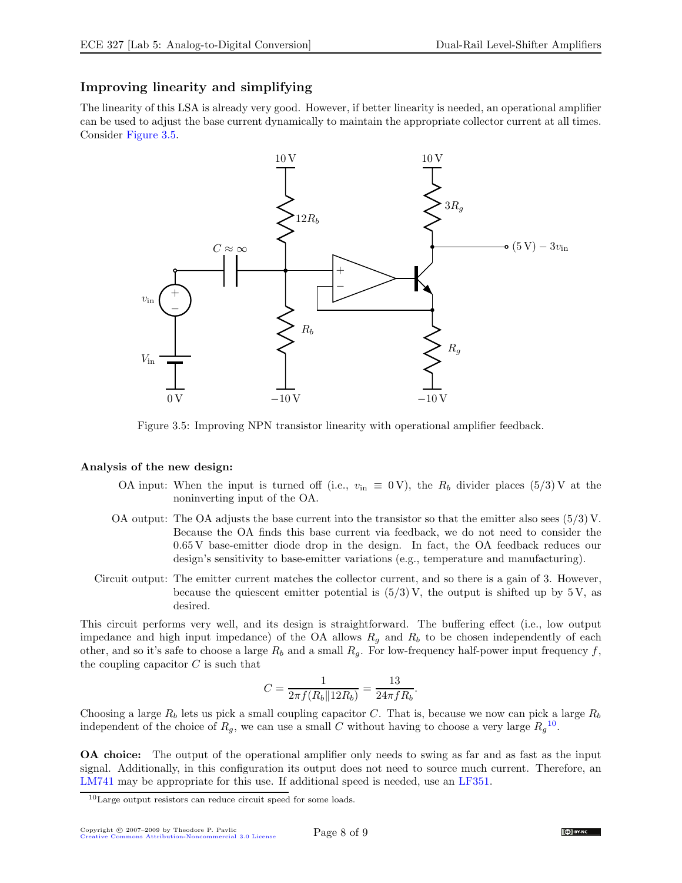### Improving linearity and simplifying

The linearity of this LSA is already very good. However, if better linearity is needed, an operational amplifier can be used to adjust the base current dynamically to maintain the appropriate collector current at all times. Consider Figure 3.5.

Figure 3.5: Improving NPN transistor linearity with operational amplifier feedback.

**Analysis of the new design:**

- OA input: When the input is turned off (i.e., $v_{\text{in}} \equiv 0\,\text{V}$), the $R_b$ divider places $(5/3)\,\text{V}$ at the noninverting input of the OA.
- OA output: The OA adjusts the base current into the transistor so that the emitter also sees $(5/3)\,\text{V}$. Because the OA finds this base current via feedback, we do not need to consider the $0.65\,\text{V}$ base-emitter diode drop in the design. In fact, the OA feedback reduces our design's sensitivity to base-emitter variations (e.g., temperature and manufacturing).
- Circuit output: The emitter current matches the collector current, and so there is a gain of 3. However, because the quiescent emitter potential is $(5/3)\,\text{V}$, the output is shifted up by $5\,\text{V}$, as desired.

This circuit performs very well, and its design is straightforward. The buffering effect (i.e., low output impedance and high input impedance) of the OA allows $R_g$ and $R_b$ to be chosen independently of each other, and so it's safe to choose a large $R_b$ and a small $R_g$. For low-frequency half-power input frequency $f$, the coupling capacitor $C$ is such that

$$C = \frac{1}{2\pi f(R_b \| 12R_b)} = \frac{13}{24\pi f R_b}.$$

Choosing a large $R_b$ lets us pick a small coupling capacitor $C$. That is, because we now can pick a large $R_b$ independent of the choice of $R_g$, we can use a small $C$ without having to choose a very large $R_g$[10].

**OA choice:** The output of the operational amplifier only needs to swing as far and as fast as the input signal. Additionally, in this configuration its output does not need to source much current. Therefore, an LM741 may be appropriate for this use. If additional speed is needed, use an LF351.

[10] Large output resistors can reduce circuit speed for some loads.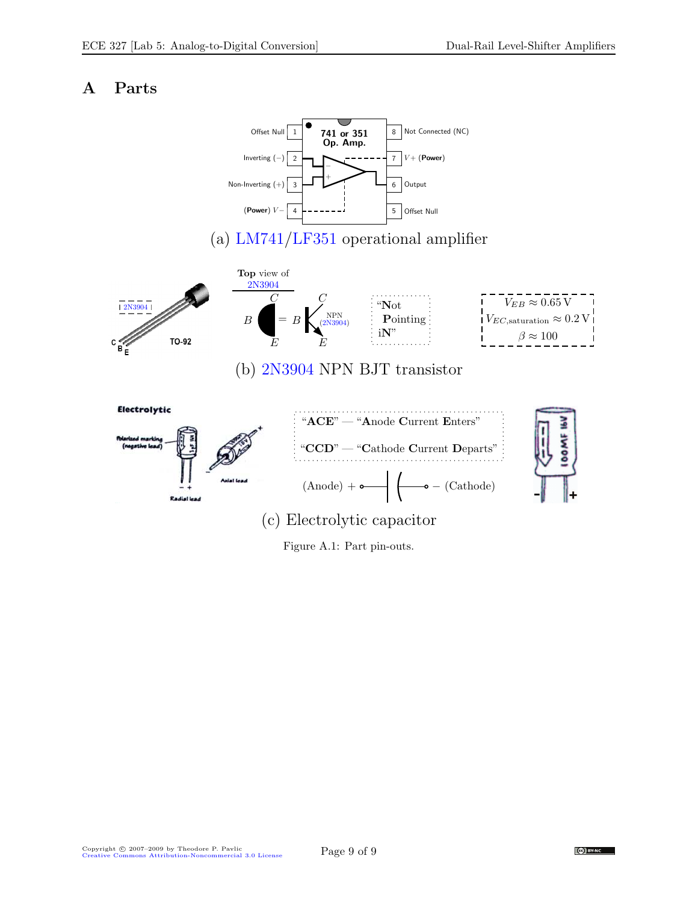# A Parts

Offset Null 1

Inverting (−) 2

Non-Inverting (+) 3

(Power) $V-$ 4

741 or 351 Op. Amp.

8 Not Connected (NC)

7 $V+$ (Power)

6 Output

5 Offset Null

(a) LM741/LF351 operational amplifier

2N3904

C B E

TO-92

Top view of 2N3904

C

B = B

E

C

NPN (2N3904)

E

"**N**ot **P**ointing i**N**"

$V_{EB} \approx 0.65\,\text{V}$

$V_{EC,\text{saturation}} \approx 0.2\,\text{V}$

$\beta \approx 100$

(b) 2N3904 NPN BJT transistor

Electrolytic

Polarized marking (negative lead)

Radial lead

Axial lead

"**ACE**" — "**A**node **C**urrent **E**nters"

"**CCD**" — "**C**athode **C**urrent **D**eparts"

(Anode) + − (Cathode)

100MF 16V

(c) Electrolytic capacitor

Figure A.1: Part pin-outs.